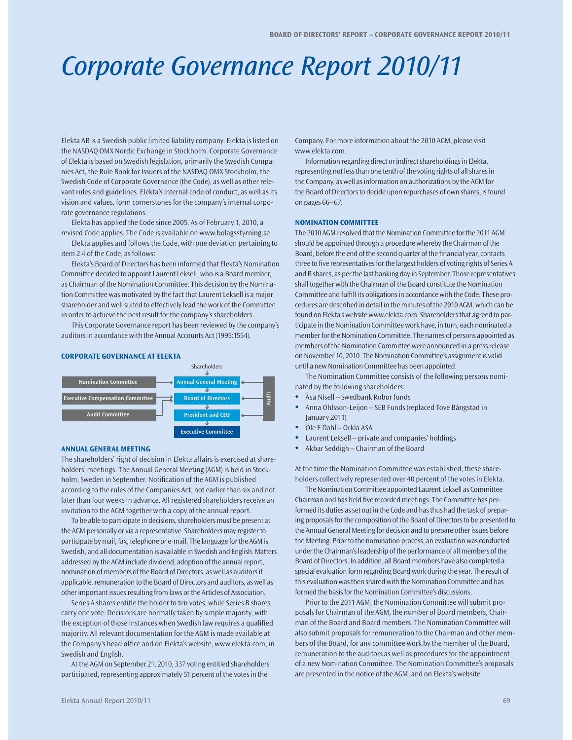# Corporate Governance Report 2010/11

Elekta AB is a Swedish public limited liability company. Elekta is listed on the NASDAQ OMX Nordic Exchange in Stockholm. Corporate Governance of Elekta is based on Swedish legislation, primarily the Swedish Companies Act, the Rule Book for Issuers of the NASDAQ OMX Stockholm, the Swedish Code of Corporate Governance (the Code), as well as other relevant rules and guidelines. Elekta's internal code of conduct, as well as its vision and values, form cornerstones for the company's internal corporate governance regulations.

Elekta has applied the Code since 2005. As of February 1, 2010, a revised Code applies. The Code is available on www.bolagsstyrning.se.

Elekta applies and follows the Code, with one deviation pertaining to item 2.4 of the Code, as follows:

Elekta's Board of Directors has been informed that Elekta's Nomination Committee decided to appoint Laurent Leksell, who is a Board member, as Chairman of the Nomination Committee. This decision by the Nomination Committee was motivated by the fact that Laurent Leksell is a major shareholder and well suited to effectively lead the work of the Committee in order to achieve the best result for the company's shareholders.

This Corporate Governance report has been reviewed by the company's auditors in accordance with the Annual Accounts Act (1995:1554).

## CORPORATE GOVERNANCE AT ELEKTA

Shareholders → Annual General Meeting → Board of Directors → President and CEO → Executive Committee

- Nomination Committee → Annual General Meeting
- Executive Compensation Committee → Board of Directors
- Audit Committee → Board of Directors
- Audit → Annual General Meeting, Board of Directors, President and CEO

## ANNUAL GENERAL MEETING

The shareholders' right of decision in Elekta affairs is exercised at shareholders' meetings. The Annual General Meeting (AGM) is held in Stockholm, Sweden in September. Notification of the AGM is published according to the rules of the Companies Act, not earlier than six and not later than four weeks in advance. All registered shareholders receive an invitation to the AGM together with a copy of the annual report.

To be able to participate in decisions, shareholders must be present at the AGM personally or via a representative. Shareholders may register to participate by mail, fax, telephone or e-mail. The language for the AGM is Swedish, and all documentation is available in Swedish and English. Matters addressed by the AGM include dividend, adoption of the annual report, nomination of members of the Board of Directors, as well as auditors if applicable, remuneration to the Board of Directors and auditors, as well as other important issues resulting from laws or the Articles of Association.

Series A shares entitle the holder to ten votes, while Series B shares carry one vote. Decisions are normally taken by simple majority, with the exception of those instances when Swedish law requires a qualified majority. All relevant documentation for the AGM is made available at the Company's head office and on Elekta's website, www.elekta.com, in Swedish and English.

At the AGM on September 21, 2010, 337 voting entitled shareholders participated, representing approximately 51 percent of the votes in the Company. For more information about the 2010 AGM, please visit www.elekta.com.

Information regarding direct or indirect shareholdings in Elekta, representing not less than one tenth of the voting rights of all shares in the Company, as well as information on authorizations by the AGM for the Board of Directors to decide upon repurchases of own shares, is found on pages 66–67.

## NOMINATION COMMITTEE

The 2010 AGM resolved that the Nomination Committee for the 2011 AGM should be appointed through a procedure whereby the Chairman of the Board, before the end of the second quarter of the financial year, contacts three to five representatives for the largest holders of voting rights of Series A and B shares, as per the last banking day in September. Those representatives shall together with the Chairman of the Board constitute the Nomination Committee and fulfill its obligations in accordance with the Code. These procedures are described in detail in the minutes of the 2010 AGM, which can be found on Elekta's website www.elekta.com. Shareholders that agreed to participate in the Nomination Committee work have, in turn, each nominated a member for the Nomination Committee. The names of persons appointed as members of the Nomination Committee were announced in a press release on November 10, 2010. The Nomination Committee's assignment is valid until a new Nomination Committee has been appointed.

The Nomination Committee consists of the following persons nominated by the following shareholders:

- Åsa Nisell – Swedbank Robur funds
- Anna Ohlsson-Leijon – SEB Funds (replaced Tove Bångstad in January 2011)
- Ole E Dahl – Orkla ASA
- Laurent Leksell – private and companies' holdings
- Akbar Seddigh – Chairman of the Board

At the time the Nomination Committee was established, these shareholders collectively represented over 40 percent of the votes in Elekta.

The Nomination Committee appointed Laurent Leksell as Committee Chairman and has held five recorded meetings. The Committee has performed its duties as set out in the Code and has thus had the task of preparing proposals for the composition of the Board of Directors to be presented to the Annual General Meeting for decision and to prepare other issues before the Meeting. Prior to the nomination process, an evaluation was conducted under the Chairman's leadership of the performance of all members of the Board of Directors. In addition, all Board members have also completed a special evaluation form regarding Board work during the year. The result of this evaluation was then shared with the Nomination Committee and has formed the basis for the Nomination Committee's discussions.

Prior to the 2011 AGM, the Nomination Committee will submit proposals for Chairman of the AGM, the number of Board members, Chairman of the Board and Board members. The Nomination Committee will also submit proposals for remuneration to the Chairman and other members of the Board, for any committee work by the member of the Board, remuneration to the auditors as well as procedures for the appointment of a new Nomination Committee. The Nomination Committee's proposals are presented in the notice of the AGM, and on Elekta's website.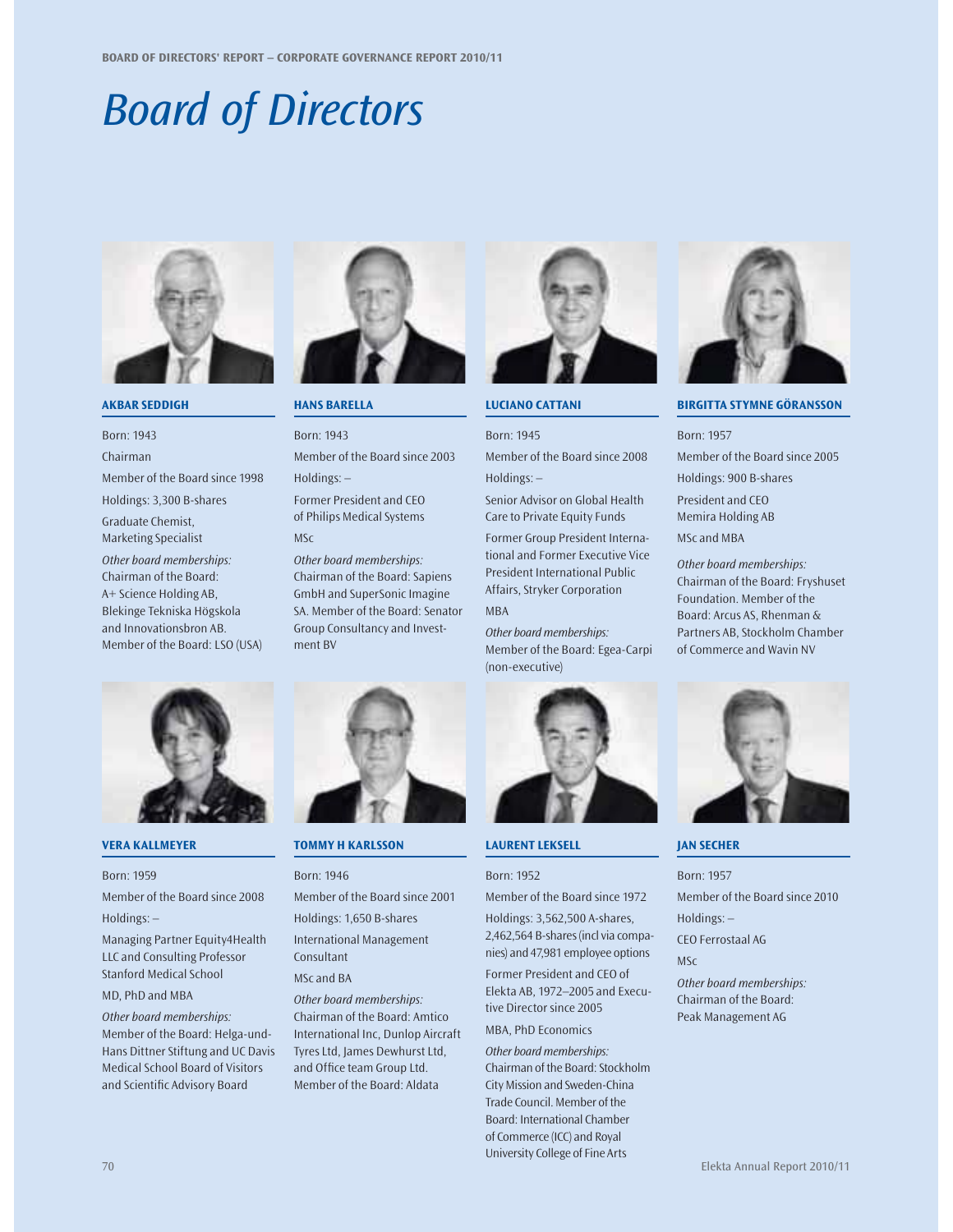# Board of Directors

### AKBAR SEDDIGH

Born: 1943

Chairman

Member of the Board since 1998

Holdings: 3,300 B-shares

Graduate Chemist, Marketing Specialist

*Other board memberships:*
Chairman of the Board: A+ Science Holding AB, Blekinge Tekniska Högskola and Innovationsbron AB. Member of the Board: LSO (USA)

### HANS BARELLA

Born: 1943

Member of the Board since 2003

Holdings: –

Former President and CEO of Philips Medical Systems

MSc

*Other board memberships:*
Chairman of the Board: Sapiens GmbH and SuperSonic Imagine SA. Member of the Board: Senator Group Consultancy and Investment BV

### LUCIANO CATTANI

Born: 1945

Member of the Board since 2008

Holdings: –

Senior Advisor on Global Health Care to Private Equity Funds

Former Group President International and Former Executive Vice President International Public Affairs, Stryker Corporation

MBA

*Other board memberships:*
Member of the Board: Egea-Carpi (non-executive)

### BIRGITTA STYMNE GÖRANSSON

Born: 1957

Member of the Board since 2005

Holdings: 900 B-shares

President and CEO Memira Holding AB

MSc and MBA

*Other board memberships:*
Chairman of the Board: Fryshuset Foundation. Member of the Board: Arcus AS, Rhenman & Partners AB, Stockholm Chamber of Commerce and Wavin NV

### VERA KALLMEYER

Born: 1959

Member of the Board since 2008

Holdings: –

Managing Partner Equity4Health LLC and Consulting Professor Stanford Medical School

MD, PhD and MBA

*Other board memberships:*
Member of the Board: Helga-und-Hans Dittner Stiftung and UC Davis Medical School Board of Visitors and Scientific Advisory Board

### TOMMY H KARLSSON

Born: 1946

Member of the Board since 2001

Holdings: 1,650 B-shares

International Management Consultant

MSc and BA

*Other board memberships:*
Chairman of the Board: Amtico International Inc, Dunlop Aircraft Tyres Ltd, James Dewhurst Ltd, and Office team Group Ltd. Member of the Board: Aldata

### LAURENT LEKSELL

Born: 1952

Member of the Board since 1972

Holdings: 3,562,500 A-shares, 2,462,564 B-shares (incl via companies) and 47,981 employee options

Former President and CEO of Elekta AB, 1972–2005 and Executive Director since 2005

MBA, PhD Economics

*Other board memberships:*
Chairman of the Board: Stockholm City Mission and Sweden-China Trade Council. Member of the Board: International Chamber of Commerce (ICC) and Royal University College of Fine Arts

### JAN SECHER

Born: 1957

Member of the Board since 2010

Holdings: –

CEO Ferrostaal AG

MSc

*Other board memberships:*
Chairman of the Board: Peak Management AG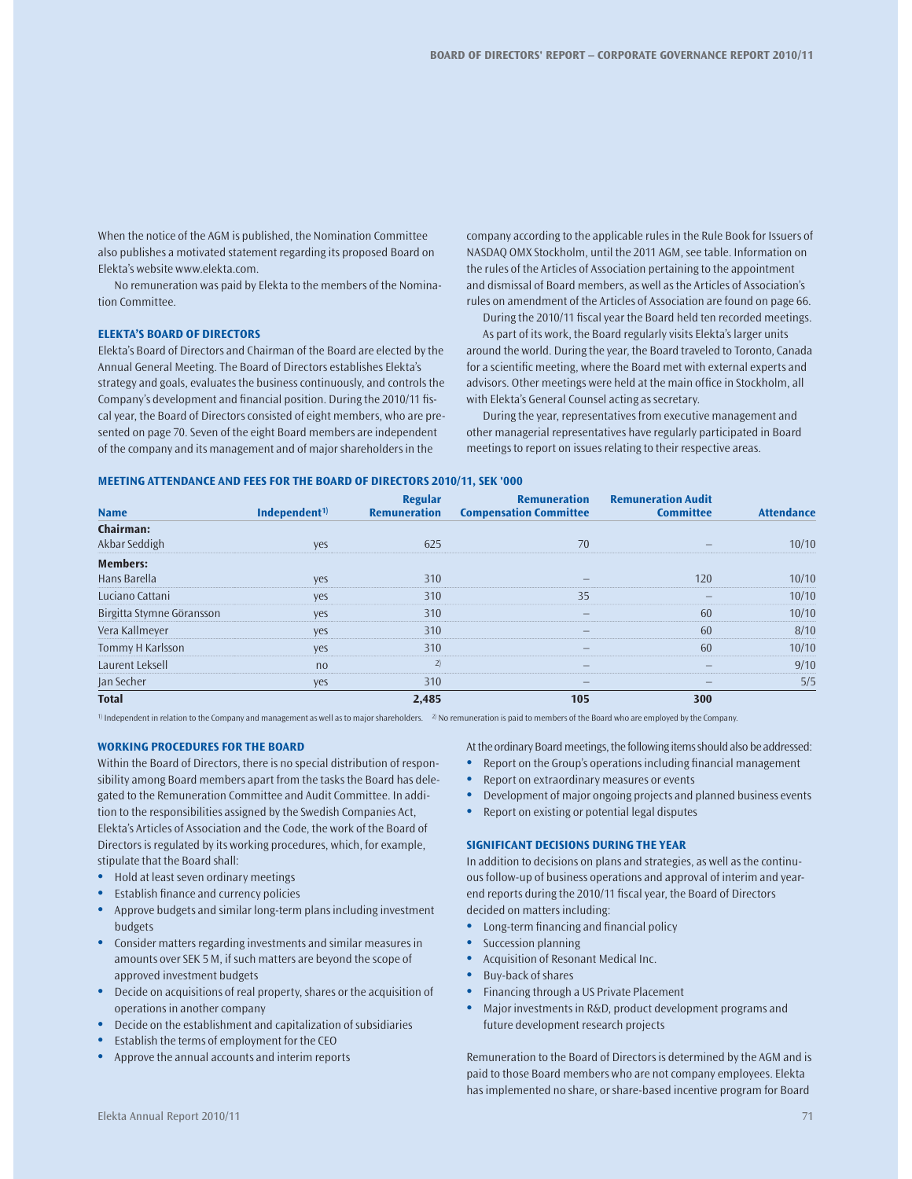When the notice of the AGM is published, the Nomination Committee also publishes a motivated statement regarding its proposed Board on Elekta's website www.elekta.com.

No remuneration was paid by Elekta to the members of the Nomination Committee.

## ELEKTA'S BOARD OF DIRECTORS

Elekta's Board of Directors and Chairman of the Board are elected by the Annual General Meeting. The Board of Directors establishes Elekta's strategy and goals, evaluates the business continuously, and controls the Company's development and financial position. During the 2010/11 fiscal year, the Board of Directors consisted of eight members, who are presented on page 70. Seven of the eight Board members are independent of the company and its management and of major shareholders in the company according to the applicable rules in the Rule Book for Issuers of NASDAQ OMX Stockholm, until the 2011 AGM, see table. Information on the rules of the Articles of Association pertaining to the appointment and dismissal of Board members, as well as the Articles of Association's rules on amendment of the Articles of Association are found on page 66.

During the 2010/11 fiscal year the Board held ten recorded meetings.

As part of its work, the Board regularly visits Elekta's larger units around the world. During the year, the Board traveled to Toronto, Canada for a scientific meeting, where the Board met with external experts and advisors. Other meetings were held at the main office in Stockholm, all with Elekta's General Counsel acting as secretary.

During the year, representatives from executive management and other managerial representatives have regularly participated in Board meetings to report on issues relating to their respective areas.

### MEETING ATTENDANCE AND FEES FOR THE BOARD OF DIRECTORS 2010/11, SEK '000

| Name | Independent[1] | Regular Remuneration | Remuneration Compensation Committee | Remuneration Audit Committee | Attendance |
|---|---|---|---|---|---|
| **Chairman:** | | | | | |
| Akbar Seddigh | yes | 625 | 70 | – | 10/10 |
| **Members:** | | | | | |
| Hans Barella | yes | 310 | – | 120 | 10/10 |
| Luciano Cattani | yes | 310 | 35 | – | 10/10 |
| Birgitta Stymne Göransson | yes | 310 | – | 60 | 10/10 |
| Vera Kallmeyer | yes | 310 | – | 60 | 8/10 |
| Tommy H Karlsson | yes | 310 | – | 60 | 10/10 |
| Laurent Leksell | no | [2] | – | – | 9/10 |
| Jan Secher | yes | 310 | – | – | 5/5 |
| **Total** | | **2,485** | **105** | **300** | |

[1] Independent in relation to the Company and management as well as to major shareholders. [2] No remuneration is paid to members of the Board who are employed by the Company.

## WORKING PROCEDURES FOR THE BOARD

Within the Board of Directors, there is no special distribution of responsibility among Board members apart from the tasks the Board has delegated to the Remuneration Committee and Audit Committee. In addition to the responsibilities assigned by the Swedish Companies Act, Elekta's Articles of Association and the Code, the work of the Board of Directors is regulated by its working procedures, which, for example, stipulate that the Board shall:

- Hold at least seven ordinary meetings
- Establish finance and currency policies
- Approve budgets and similar long-term plans including investment budgets
- Consider matters regarding investments and similar measures in amounts over SEK 5 M, if such matters are beyond the scope of approved investment budgets
- Decide on acquisitions of real property, shares or the acquisition of operations in another company
- Decide on the establishment and capitalization of subsidiaries
- Establish the terms of employment for the CEO
- Approve the annual accounts and interim reports

At the ordinary Board meetings, the following items should also be addressed:

- Report on the Group's operations including financial management
- Report on extraordinary measures or events
- Development of major ongoing projects and planned business events
- Report on existing or potential legal disputes

## SIGNIFICANT DECISIONS DURING THE YEAR

In addition to decisions on plans and strategies, as well as the continuous follow-up of business operations and approval of interim and year-end reports during the 2010/11 fiscal year, the Board of Directors decided on matters including:

- Long-term financing and financial policy
- Succession planning
- Acquisition of Resonant Medical Inc.
- Buy-back of shares
- Financing through a US Private Placement
- Major investments in R&D, product development programs and future development research projects

Remuneration to the Board of Directors is determined by the AGM and is paid to those Board members who are not company employees. Elekta has implemented no share, or share-based incentive program for Board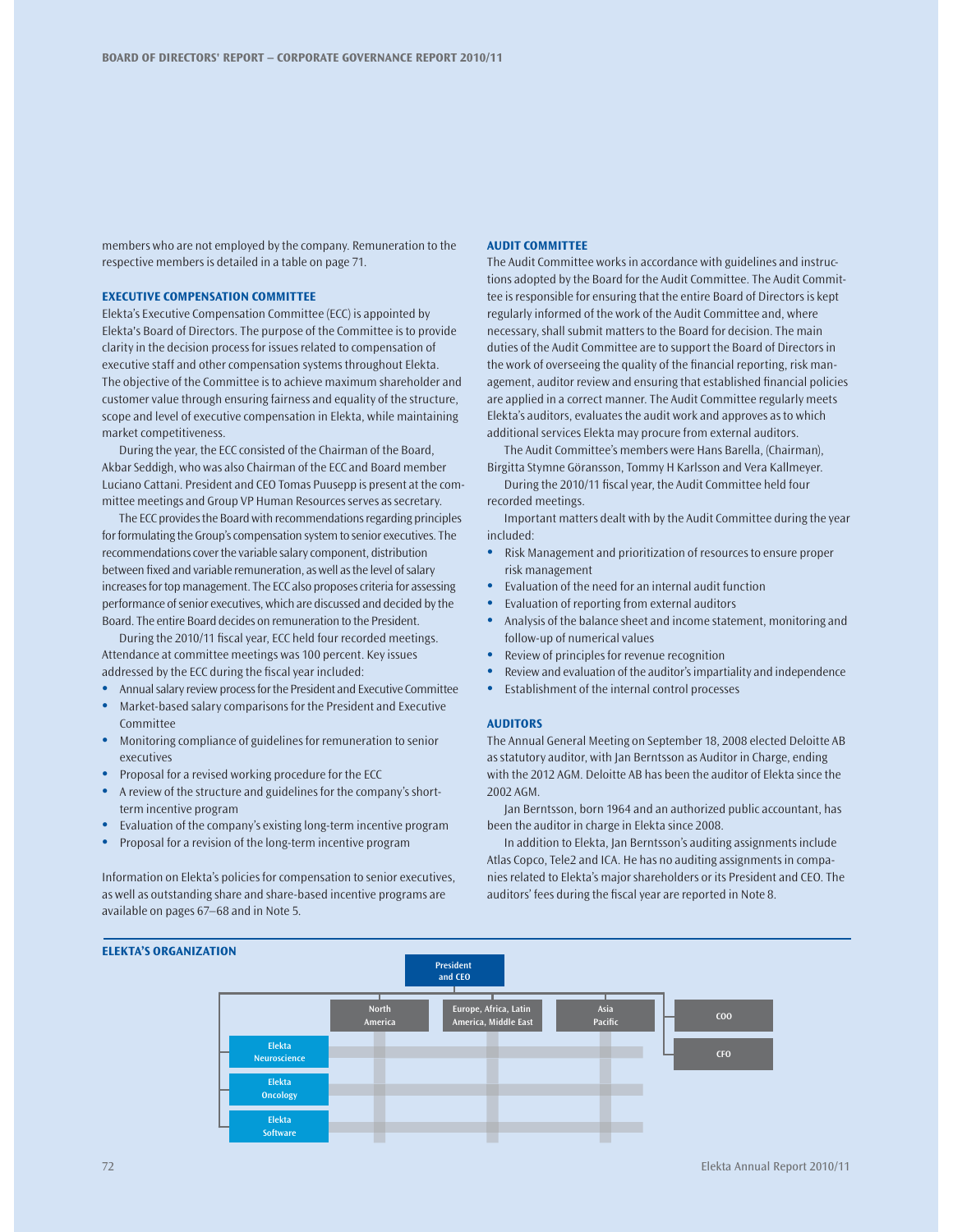members who are not employed by the company. Remuneration to the respective members is detailed in a table on page 71.

### EXECUTIVE COMPENSATION COMMITTEE

Elekta's Executive Compensation Committee (ECC) is appointed by Elekta's Board of Directors. The purpose of the Committee is to provide clarity in the decision process for issues related to compensation of executive staff and other compensation systems throughout Elekta. The objective of the Committee is to achieve maximum shareholder and customer value through ensuring fairness and equality of the structure, scope and level of executive compensation in Elekta, while maintaining market competitiveness.

During the year, the ECC consisted of the Chairman of the Board, Akbar Seddigh, who was also Chairman of the ECC and Board member Luciano Cattani. President and CEO Tomas Puusepp is present at the committee meetings and Group VP Human Resources serves as secretary.

The ECC provides the Board with recommendations regarding principles for formulating the Group's compensation system to senior executives. The recommendations cover the variable salary component, distribution between fixed and variable remuneration, as well as the level of salary increases for top management. The ECC also proposes criteria for assessing performance of senior executives, which are discussed and decided by the Board. The entire Board decides on remuneration to the President.

During the 2010/11 fiscal year, ECC held four recorded meetings. Attendance at committee meetings was 100 percent. Key issues addressed by the ECC during the fiscal year included:

- Annual salary review process for the President and Executive Committee
- Market-based salary comparisons for the President and Executive Committee
- Monitoring compliance of guidelines for remuneration to senior executives
- Proposal for a revised working procedure for the ECC
- A review of the structure and guidelines for the company's short-term incentive program
- Evaluation of the company's existing long-term incentive program
- Proposal for a revision of the long-term incentive program

Information on Elekta's policies for compensation to senior executives, as well as outstanding share and share-based incentive programs are available on pages 67–68 and in Note 5.

### AUDIT COMMITTEE

The Audit Committee works in accordance with guidelines and instructions adopted by the Board for the Audit Committee. The Audit Committee is responsible for ensuring that the entire Board of Directors is kept regularly informed of the work of the Audit Committee and, where necessary, shall submit matters to the Board for decision. The main duties of the Audit Committee are to support the Board of Directors in the work of overseeing the quality of the financial reporting, risk management, auditor review and ensuring that established financial policies are applied in a correct manner. The Audit Committee regularly meets Elekta's auditors, evaluates the audit work and approves as to which additional services Elekta may procure from external auditors.

The Audit Committee's members were Hans Barella, (Chairman), Birgitta Stymne Göransson, Tommy H Karlsson and Vera Kallmeyer.

During the 2010/11 fiscal year, the Audit Committee held four recorded meetings.

Important matters dealt with by the Audit Committee during the year included:

- Risk Management and prioritization of resources to ensure proper risk management
- Evaluation of the need for an internal audit function
- Evaluation of reporting from external auditors
- Analysis of the balance sheet and income statement, monitoring and follow-up of numerical values
- Review of principles for revenue recognition
- Review and evaluation of the auditor's impartiality and independence
- Establishment of the internal control processes

### AUDITORS

The Annual General Meeting on September 18, 2008 elected Deloitte AB as statutory auditor, with Jan Berntsson as Auditor in Charge, ending with the 2012 AGM. Deloitte AB has been the auditor of Elekta since the 2002 AGM.

Jan Berntsson, born 1964 and an authorized public accountant, has been the auditor in charge in Elekta since 2008.

In addition to Elekta, Jan Berntsson's auditing assignments include Atlas Copco, Tele2 and ICA. He has no auditing assignments in companies related to Elekta's major shareholders or its President and CEO. The auditors' fees during the fiscal year are reported in Note 8.

### ELEKTA'S ORGANIZATION

President and CEO

North America | Europe, Africa, Latin America, Middle East | Asia Pacific | COO | CFO

Elekta Neuroscience | Elekta Oncology | Elekta Software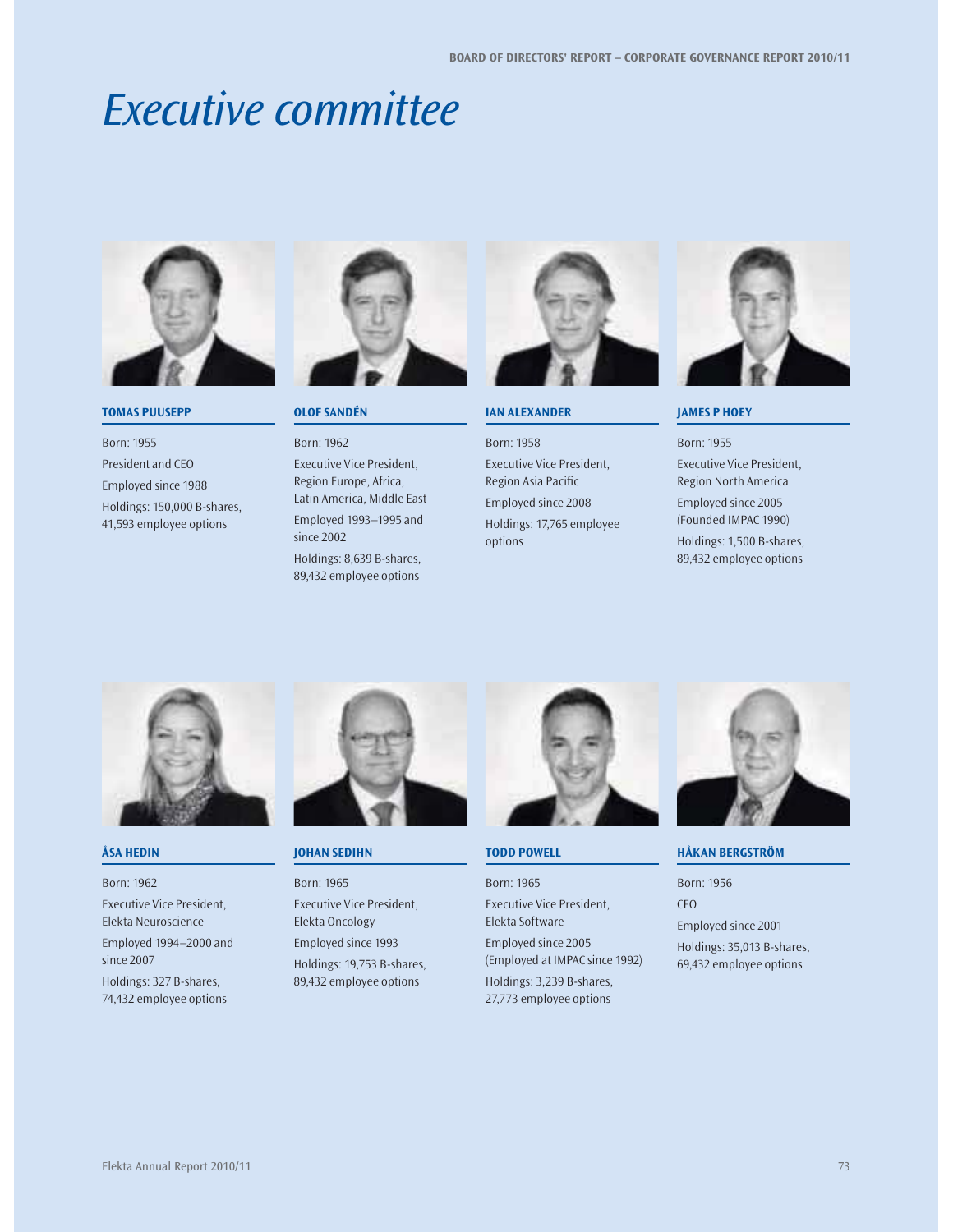# Executive committee

### TOMAS PUUSEPP

Born: 1955

President and CEO

Employed since 1988

Holdings: 150,000 B-shares, 41,593 employee options

### OLOF SANDÉN

Born: 1962

Executive Vice President, Region Europe, Africa, Latin America, Middle East

Employed 1993–1995 and since 2002

Holdings: 8,639 B-shares, 89,432 employee options

### IAN ALEXANDER

Born: 1958

Executive Vice President, Region Asia Pacific

Employed since 2008

Holdings: 17,765 employee options

### JAMES P HOEY

Born: 1955

Executive Vice President, Region North America

Employed since 2005 (Founded IMPAC 1990)

Holdings: 1,500 B-shares, 89,432 employee options

### ÅSA HEDIN

Born: 1962

Executive Vice President, Elekta Neuroscience

Employed 1994–2000 and since 2007

Holdings: 327 B-shares, 74,432 employee options

### JOHAN SEDIHN

Born: 1965

Executive Vice President, Elekta Oncology

Employed since 1993

Holdings: 19,753 B-shares, 89,432 employee options

### TODD POWELL

Born: 1965

Executive Vice President, Elekta Software

Employed since 2005 (Employed at IMPAC since 1992)

Holdings: 3,239 B-shares, 27,773 employee options

### HÅKAN BERGSTRÖM

Born: 1956

CFO

Employed since 2001

Holdings: 35,013 B-shares, 69,432 employee options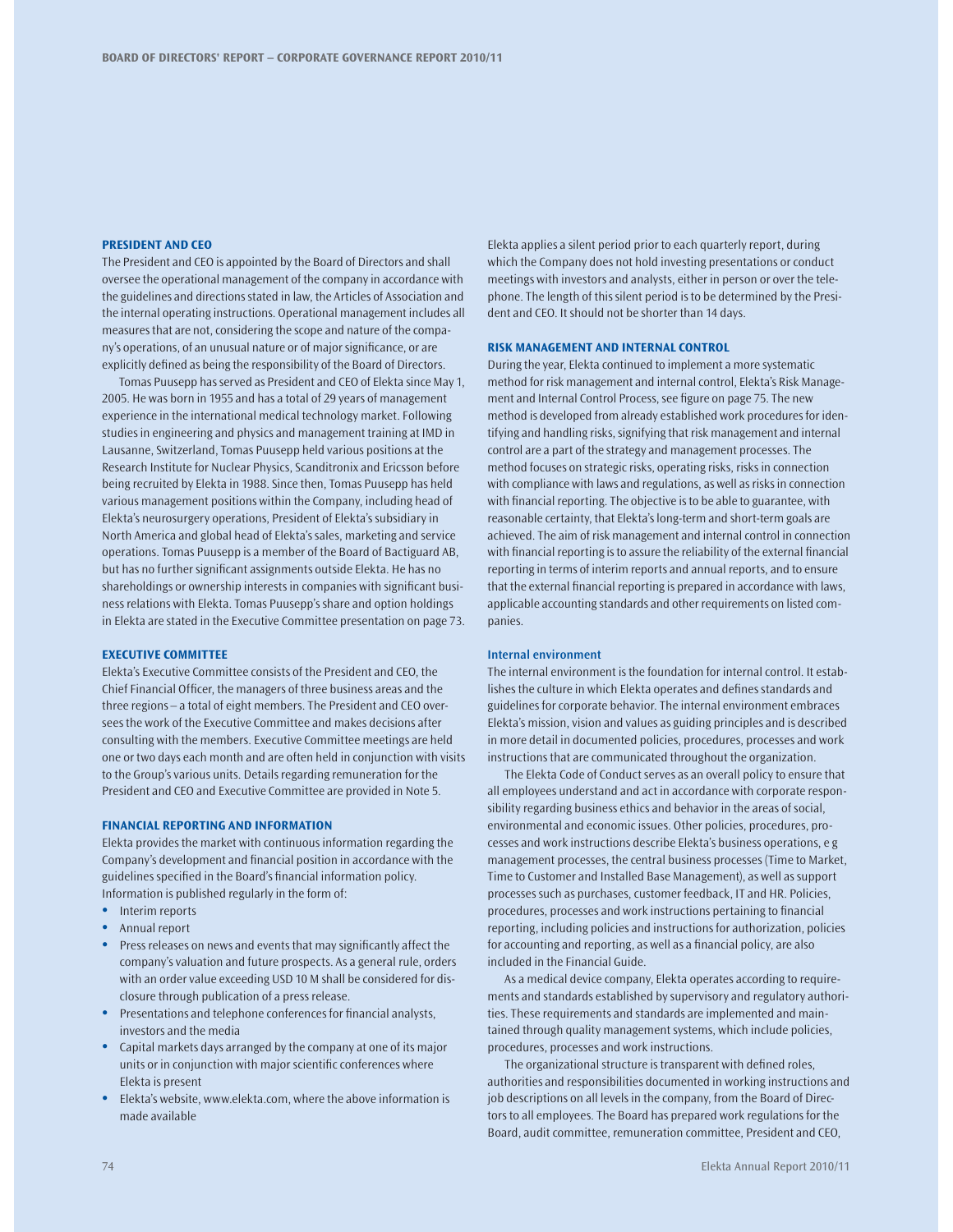## PRESIDENT AND CEO

The President and CEO is appointed by the Board of Directors and shall oversee the operational management of the company in accordance with the guidelines and directions stated in law, the Articles of Association and the internal operating instructions. Operational management includes all measures that are not, considering the scope and nature of the company's operations, of an unusual nature or of major significance, or are explicitly defined as being the responsibility of the Board of Directors.

Tomas Puusepp has served as President and CEO of Elekta since May 1, 2005. He was born in 1955 and has a total of 29 years of management experience in the international medical technology market. Following studies in engineering and physics and management training at IMD in Lausanne, Switzerland, Tomas Puusepp held various positions at the Research Institute for Nuclear Physics, Scanditronix and Ericsson before being recruited by Elekta in 1988. Since then, Tomas Puusepp has held various management positions within the Company, including head of Elekta's neurosurgery operations, President of Elekta's subsidiary in North America and global head of Elekta's sales, marketing and service operations. Tomas Puusepp is a member of the Board of Bactiguard AB, but has no further significant assignments outside Elekta. He has no shareholdings or ownership interests in companies with significant business relations with Elekta. Tomas Puusepp's share and option holdings in Elekta are stated in the Executive Committee presentation on page 73.

## EXECUTIVE COMMITTEE

Elekta's Executive Committee consists of the President and CEO, the Chief Financial Officer, the managers of three business areas and the three regions – a total of eight members. The President and CEO oversees the work of the Executive Committee and makes decisions after consulting with the members. Executive Committee meetings are held one or two days each month and are often held in conjunction with visits to the Group's various units. Details regarding remuneration for the President and CEO and Executive Committee are provided in Note 5.

## FINANCIAL REPORTING AND INFORMATION

Elekta provides the market with continuous information regarding the Company's development and financial position in accordance with the guidelines specified in the Board's financial information policy. Information is published regularly in the form of:

- Interim reports
- Annual report
- Press releases on news and events that may significantly affect the company's valuation and future prospects. As a general rule, orders with an order value exceeding USD 10 M shall be considered for disclosure through publication of a press release.
- Presentations and telephone conferences for financial analysts, investors and the media
- Capital markets days arranged by the company at one of its major units or in conjunction with major scientific conferences where Elekta is present
- Elekta's website, www.elekta.com, where the above information is made available

Elekta applies a silent period prior to each quarterly report, during which the Company does not hold investing presentations or conduct meetings with investors and analysts, either in person or over the telephone. The length of this silent period is to be determined by the President and CEO. It should not be shorter than 14 days.

## RISK MANAGEMENT AND INTERNAL CONTROL

During the year, Elekta continued to implement a more systematic method for risk management and internal control, Elekta's Risk Management and Internal Control Process, see figure on page 75. The new method is developed from already established work procedures for identifying and handling risks, signifying that risk management and internal control are a part of the strategy and management processes. The method focuses on strategic risks, operating risks, risks in connection with compliance with laws and regulations, as well as risks in connection with financial reporting. The objective is to be able to guarantee, with reasonable certainty, that Elekta's long-term and short-term goals are achieved. The aim of risk management and internal control in connection with financial reporting is to assure the reliability of the external financial reporting in terms of interim reports and annual reports, and to ensure that the external financial reporting is prepared in accordance with laws, applicable accounting standards and other requirements on listed companies.

### Internal environment

The internal environment is the foundation for internal control. It establishes the culture in which Elekta operates and defines standards and guidelines for corporate behavior. The internal environment embraces Elekta's mission, vision and values as guiding principles and is described in more detail in documented policies, procedures, processes and work instructions that are communicated throughout the organization.

The Elekta Code of Conduct serves as an overall policy to ensure that all employees understand and act in accordance with corporate responsibility regarding business ethics and behavior in the areas of social, environmental and economic issues. Other policies, procedures, processes and work instructions describe Elekta's business operations, e g management processes, the central business processes (Time to Market, Time to Customer and Installed Base Management), as well as support processes such as purchases, customer feedback, IT and HR. Policies, procedures, processes and work instructions pertaining to financial reporting, including policies and instructions for authorization, policies for accounting and reporting, as well as a financial policy, are also included in the Financial Guide.

As a medical device company, Elekta operates according to requirements and standards established by supervisory and regulatory authorities. These requirements and standards are implemented and maintained through quality management systems, which include policies, procedures, processes and work instructions.

The organizational structure is transparent with defined roles, authorities and responsibilities documented in working instructions and job descriptions on all levels in the company, from the Board of Directors to all employees. The Board has prepared work regulations for the Board, audit committee, remuneration committee, President and CEO,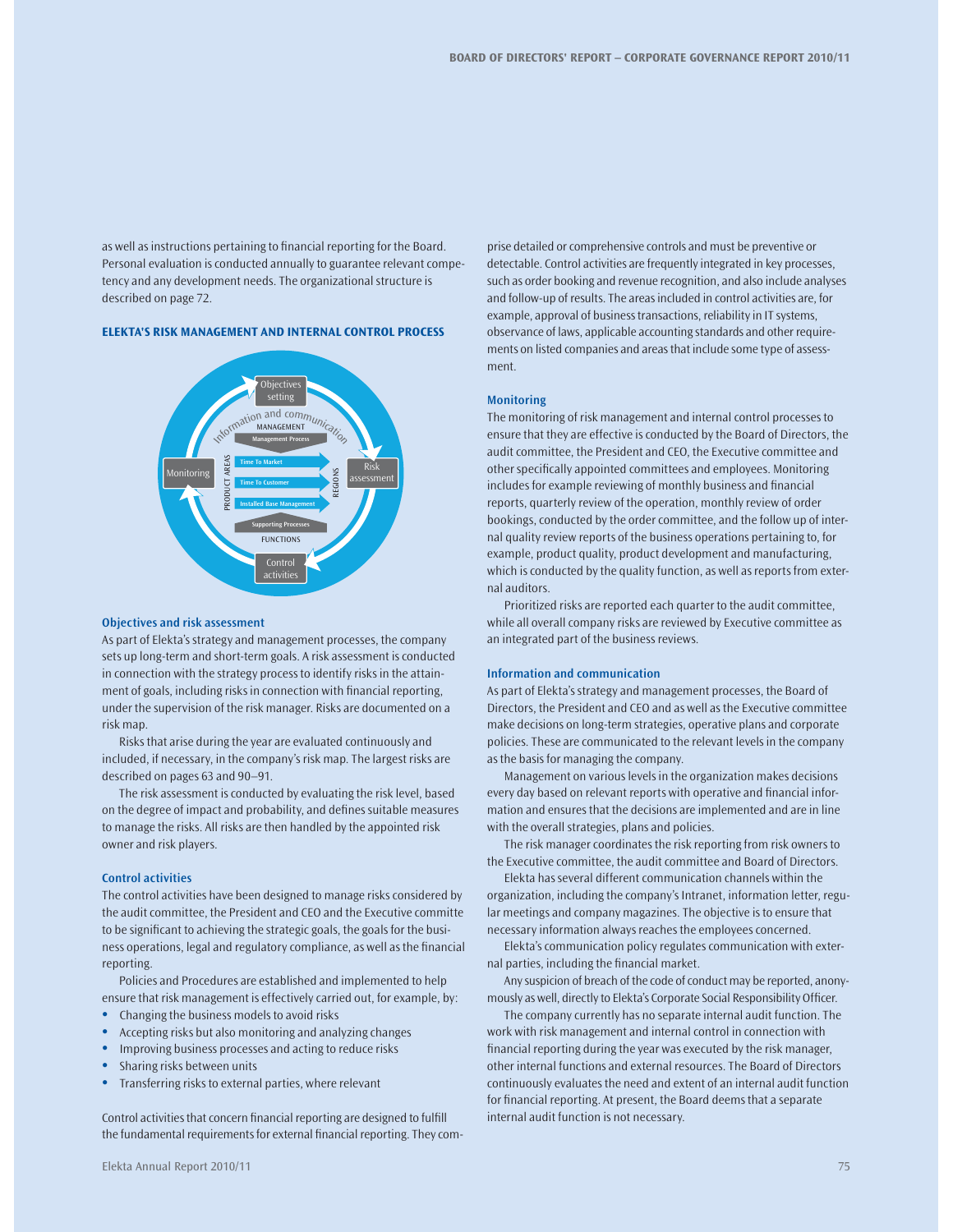as well as instructions pertaining to financial reporting for the Board. Personal evaluation is conducted annually to guarantee relevant competency and any development needs. The organizational structure is described on page 72.

### ELEKTA'S RISK MANAGEMENT AND INTERNAL CONTROL PROCESS

Objectives setting
Information and communication
MANAGEMENT
Management Process
Monitoring
PRODUCT AREAS
Time To Market
Time To Customer
Installed Base Management
REGIONS
Risk assessment
Supporting Processes
FUNCTIONS
Control activities

### Objectives and risk assessment

As part of Elekta's strategy and management processes, the company sets up long-term and short-term goals. A risk assessment is conducted in connection with the strategy process to identify risks in the attainment of goals, including risks in connection with financial reporting, under the supervision of the risk manager. Risks are documented on a risk map.

Risks that arise during the year are evaluated continuously and included, if necessary, in the company's risk map. The largest risks are described on pages 63 and 90–91.

The risk assessment is conducted by evaluating the risk level, based on the degree of impact and probability, and defines suitable measures to manage the risks. All risks are then handled by the appointed risk owner and risk players.

### Control activities

The control activities have been designed to manage risks considered by the audit committee, the President and CEO and the Executive committe to be significant to achieving the strategic goals, the goals for the business operations, legal and regulatory compliance, as well as the financial reporting.

Policies and Procedures are established and implemented to help ensure that risk management is effectively carried out, for example, by:

- Changing the business models to avoid risks
- Accepting risks but also monitoring and analyzing changes
- Improving business processes and acting to reduce risks
- Sharing risks between units
- Transferring risks to external parties, where relevant

Control activities that concern financial reporting are designed to fulfill the fundamental requirements for external financial reporting. They comprise detailed or comprehensive controls and must be preventive or detectable. Control activities are frequently integrated in key processes, such as order booking and revenue recognition, and also include analyses and follow-up of results. The areas included in control activities are, for example, approval of business transactions, reliability in IT systems, observance of laws, applicable accounting standards and other requirements on listed companies and areas that include some type of assessment.

### Monitoring

The monitoring of risk management and internal control processes to ensure that they are effective is conducted by the Board of Directors, the audit committee, the President and CEO, the Executive committee and other specifically appointed committees and employees. Monitoring includes for example reviewing of monthly business and financial reports, quarterly review of the operation, monthly review of order bookings, conducted by the order committee, and the follow up of internal quality review reports of the business operations pertaining to, for example, product quality, product development and manufacturing, which is conducted by the quality function, as well as reports from external auditors.

Prioritized risks are reported each quarter to the audit committee, while all overall company risks are reviewed by Executive committee as an integrated part of the business reviews.

### Information and communication

As part of Elekta's strategy and management processes, the Board of Directors, the President and CEO and as well as the Executive committee make decisions on long-term strategies, operative plans and corporate policies. These are communicated to the relevant levels in the company as the basis for managing the company.

Management on various levels in the organization makes decisions every day based on relevant reports with operative and financial information and ensures that the decisions are implemented and are in line with the overall strategies, plans and policies.

The risk manager coordinates the risk reporting from risk owners to the Executive committee, the audit committee and Board of Directors.

Elekta has several different communication channels within the organization, including the company's Intranet, information letter, regular meetings and company magazines. The objective is to ensure that necessary information always reaches the employees concerned.

Elekta's communication policy regulates communication with external parties, including the financial market.

Any suspicion of breach of the code of conduct may be reported, anonymously as well, directly to Elekta's Corporate Social Responsibility Officer.

The company currently has no separate internal audit function. The work with risk management and internal control in connection with financial reporting during the year was executed by the risk manager, other internal functions and external resources. The Board of Directors continuously evaluates the need and extent of an internal audit function for financial reporting. At present, the Board deems that a separate internal audit function is not necessary.